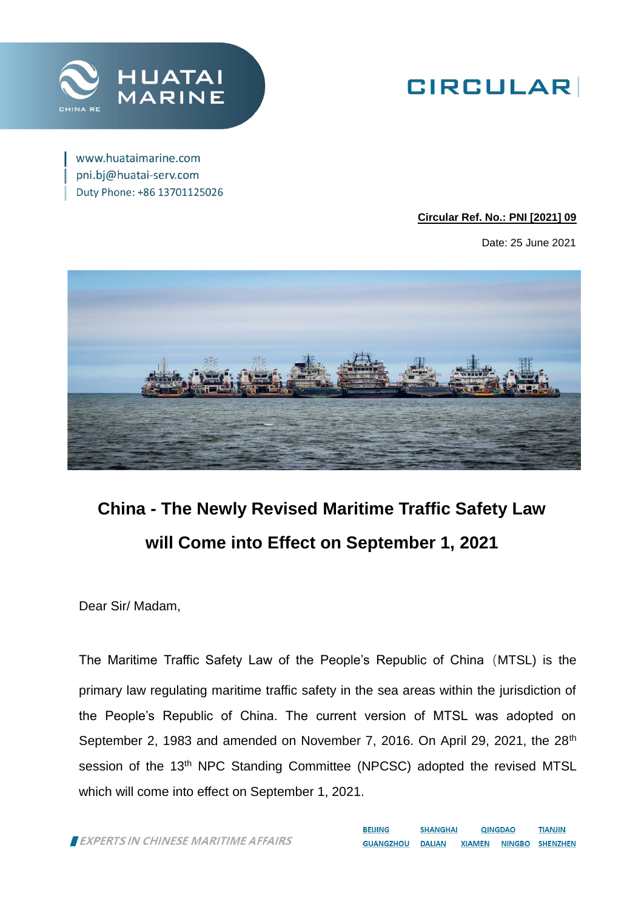HUATAI MARINE

CHINA RE

# CIRCULAR

www.huataimarine.com
pni.bj@huatai-serv.com
Duty Phone: +86 13701125026

**Circular Ref. No.: PNI [2021] 09**

Date: 25 June 2021

## China - The Newly Revised Maritime Traffic Safety Law will Come into Effect on September 1, 2021

Dear Sir/ Madam,

The Maritime Traffic Safety Law of the People's Republic of China（MTSL) is the primary law regulating maritime traffic safety in the sea areas within the jurisdiction of the People's Republic of China. The current version of MTSL was adopted on September 2, 1983 and amended on November 7, 2016. On April 29, 2021, the 28th session of the 13th NPC Standing Committee (NPCSC) adopted the revised MTSL which will come into effect on September 1, 2021.

*EXPERTS IN CHINESE MARITIME AFFAIRS*

BEIJING SHANGHAI QINGDAO TIANJIN GUANGZHOU DALIAN XIAMEN NINGBO SHENZHEN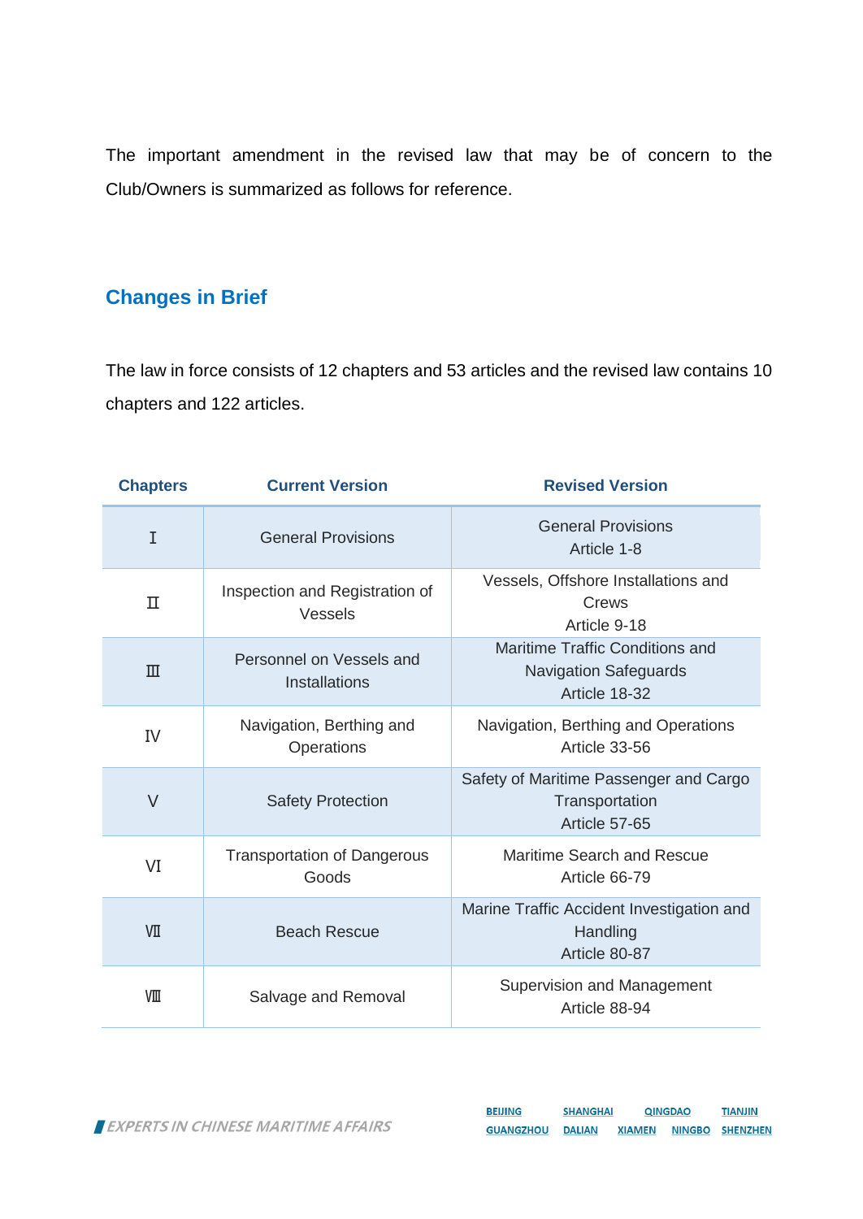The important amendment in the revised law that may be of concern to the Club/Owners is summarized as follows for reference.

## Changes in Brief

The law in force consists of 12 chapters and 53 articles and the revised law contains 10 chapters and 122 articles.

| Chapters | Current Version | Revised Version |
|---|---|---|
| Ⅰ | General Provisions | General Provisions<br>Article 1-8 |
| Ⅱ | Inspection and Registration of Vessels | Vessels, Offshore Installations and Crews<br>Article 9-18 |
| Ⅲ | Personnel on Vessels and Installations | Maritime Traffic Conditions and Navigation Safeguards<br>Article 18-32 |
| Ⅳ | Navigation, Berthing and Operations | Navigation, Berthing and Operations<br>Article 33-56 |
| Ⅴ | Safety Protection | Safety of Maritime Passenger and Cargo Transportation<br>Article 57-65 |
| Ⅵ | Transportation of Dangerous Goods | Maritime Search and Rescue<br>Article 66-79 |
| Ⅶ | Beach Rescue | Marine Traffic Accident Investigation and Handling<br>Article 80-87 |
| Ⅷ | Salvage and Removal | Supervision and Management<br>Article 88-94 |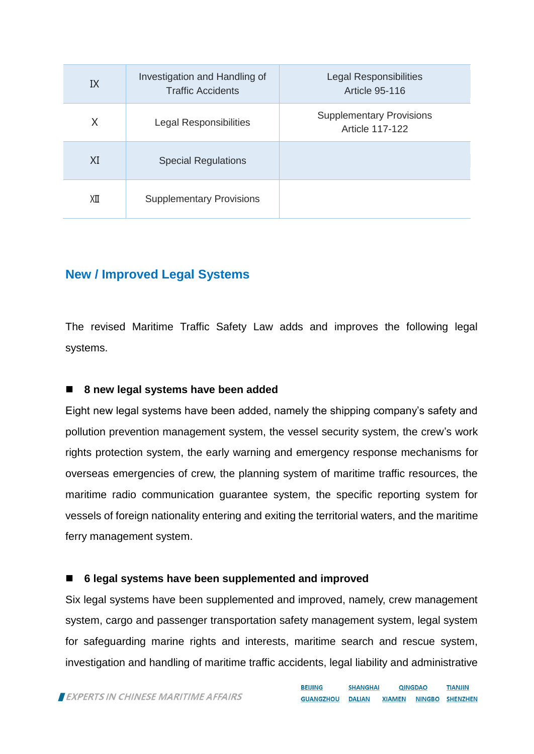| IX | Investigation and Handling of Traffic Accidents | Legal Responsibilities Article 95-116 |
|---|---|---|
| X | Legal Responsibilities | Supplementary Provisions Article 117-122 |
| XI | Special Regulations | |
| XII | Supplementary Provisions | |

## New / Improved Legal Systems

The revised Maritime Traffic Safety Law adds and improves the following legal systems.

### ■ 8 new legal systems have been added

Eight new legal systems have been added, namely the shipping company's safety and pollution prevention management system, the vessel security system, the crew's work rights protection system, the early warning and emergency response mechanisms for overseas emergencies of crew, the planning system of maritime traffic resources, the maritime radio communication guarantee system, the specific reporting system for vessels of foreign nationality entering and exiting the territorial waters, and the maritime ferry management system.

### ■ 6 legal systems have been supplemented and improved

Six legal systems have been supplemented and improved, namely, crew management system, cargo and passenger transportation safety management system, legal system for safeguarding marine rights and interests, maritime search and rescue system, investigation and handling of maritime traffic accidents, legal liability and administrative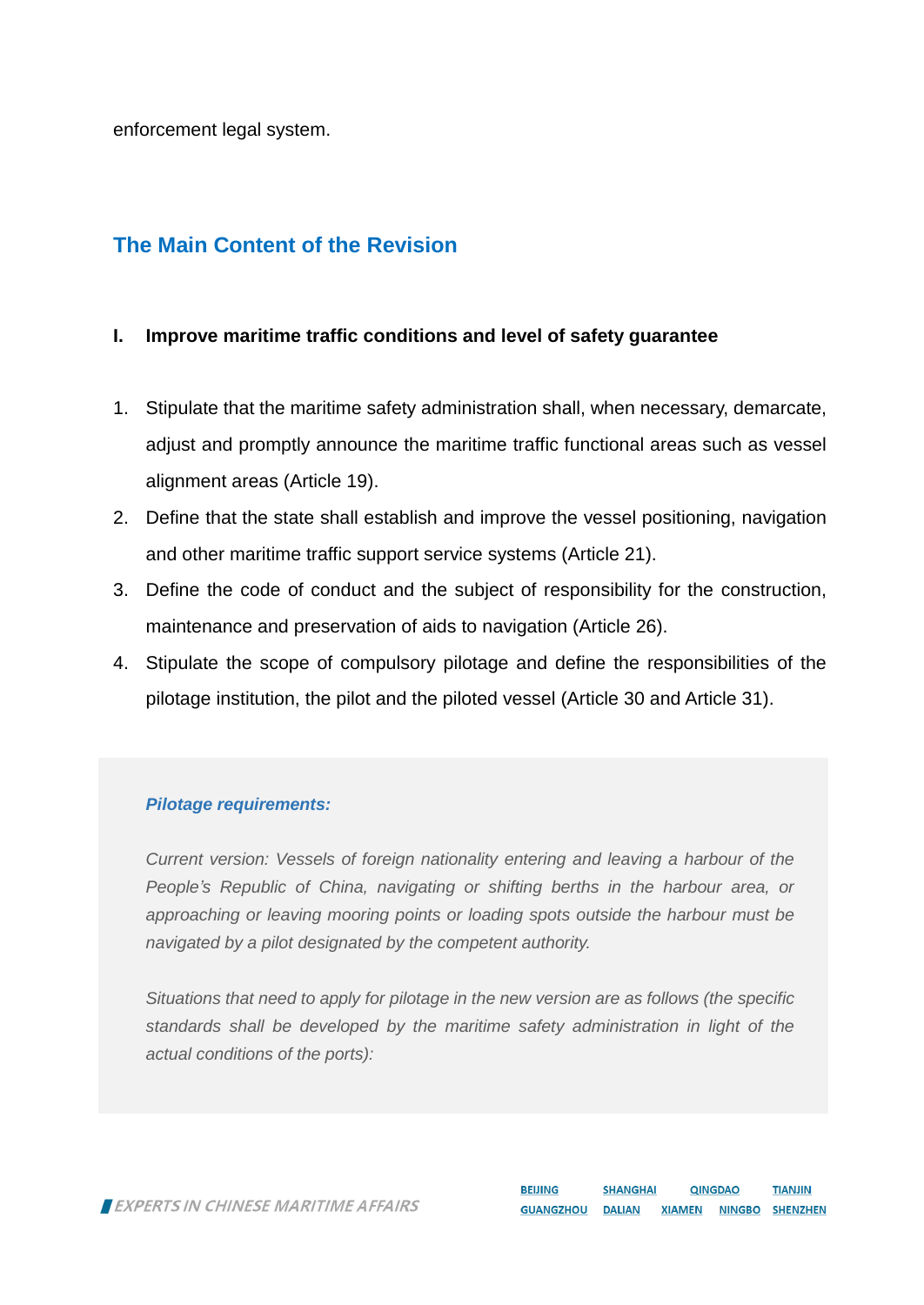enforcement legal system.

## The Main Content of the Revision

**I. Improve maritime traffic conditions and level of safety guarantee**

1. Stipulate that the maritime safety administration shall, when necessary, demarcate, adjust and promptly announce the maritime traffic functional areas such as vessel alignment areas (Article 19).
2. Define that the state shall establish and improve the vessel positioning, navigation and other maritime traffic support service systems (Article 21).
3. Define the code of conduct and the subject of responsibility for the construction, maintenance and preservation of aids to navigation (Article 26).
4. Stipulate the scope of compulsory pilotage and define the responsibilities of the pilotage institution, the pilot and the piloted vessel (Article 30 and Article 31).

***Pilotage requirements:***

*Current version: Vessels of foreign nationality entering and leaving a harbour of the People's Republic of China, navigating or shifting berths in the harbour area, or approaching or leaving mooring points or loading spots outside the harbour must be navigated by a pilot designated by the competent authority.*

*Situations that need to apply for pilotage in the new version are as follows (the specific standards shall be developed by the maritime safety administration in light of the actual conditions of the ports):*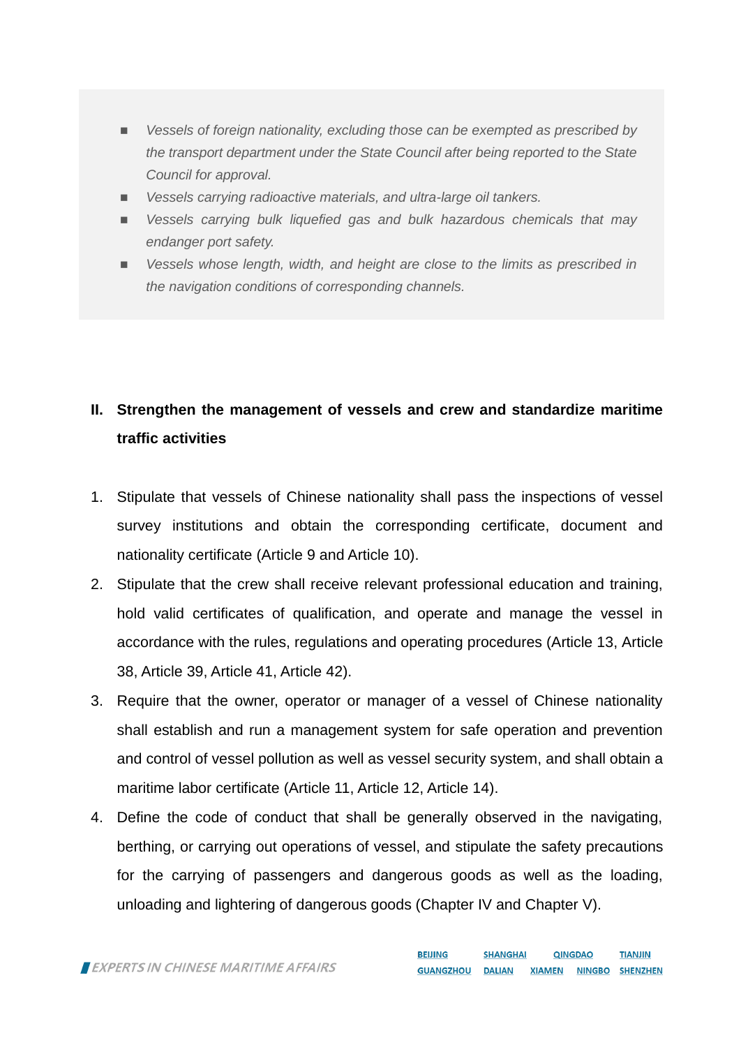- *Vessels of foreign nationality, excluding those can be exempted as prescribed by the transport department under the State Council after being reported to the State Council for approval.*
- *Vessels carrying radioactive materials, and ultra-large oil tankers.*
- *Vessels carrying bulk liquefied gas and bulk hazardous chemicals that may endanger port safety.*
- *Vessels whose length, width, and height are close to the limits as prescribed in the navigation conditions of corresponding channels.*

## II. Strengthen the management of vessels and crew and standardize maritime traffic activities

1. Stipulate that vessels of Chinese nationality shall pass the inspections of vessel survey institutions and obtain the corresponding certificate, document and nationality certificate (Article 9 and Article 10).
2. Stipulate that the crew shall receive relevant professional education and training, hold valid certificates of qualification, and operate and manage the vessel in accordance with the rules, regulations and operating procedures (Article 13, Article 38, Article 39, Article 41, Article 42).
3. Require that the owner, operator or manager of a vessel of Chinese nationality shall establish and run a management system for safe operation and prevention and control of vessel pollution as well as vessel security system, and shall obtain a maritime labor certificate (Article 11, Article 12, Article 14).
4. Define the code of conduct that shall be generally observed in the navigating, berthing, or carrying out operations of vessel, and stipulate the safety precautions for the carrying of passengers and dangerous goods as well as the loading, unloading and lightering of dangerous goods (Chapter IV and Chapter V).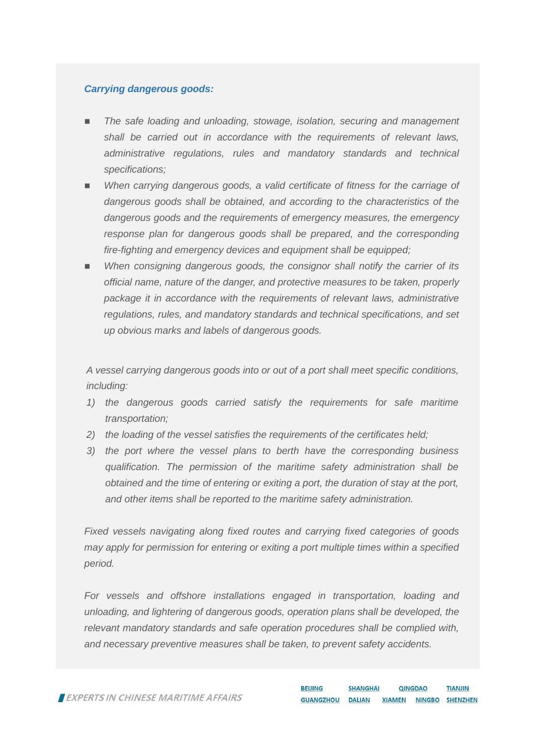***Carrying dangerous goods:***

- *The safe loading and unloading, stowage, isolation, securing and management shall be carried out in accordance with the requirements of relevant laws, administrative regulations, rules and mandatory standards and technical specifications;*
- *When carrying dangerous goods, a valid certificate of fitness for the carriage of dangerous goods shall be obtained, and according to the characteristics of the dangerous goods and the requirements of emergency measures, the emergency response plan for dangerous goods shall be prepared, and the corresponding fire-fighting and emergency devices and equipment shall be equipped;*
- *When consigning dangerous goods, the consignor shall notify the carrier of its official name, nature of the danger, and protective measures to be taken, properly package it in accordance with the requirements of relevant laws, administrative regulations, rules, and mandatory standards and technical specifications, and set up obvious marks and labels of dangerous goods.*

*A vessel carrying dangerous goods into or out of a port shall meet specific conditions, including:*

1) *the dangerous goods carried satisfy the requirements for safe maritime transportation;*
2) *the loading of the vessel satisfies the requirements of the certificates held;*
3) *the port where the vessel plans to berth have the corresponding business qualification. The permission of the maritime safety administration shall be obtained and the time of entering or exiting a port, the duration of stay at the port, and other items shall be reported to the maritime safety administration.*

*Fixed vessels navigating along fixed routes and carrying fixed categories of goods may apply for permission for entering or exiting a port multiple times within a specified period.*

*For vessels and offshore installations engaged in transportation, loading and unloading, and lightering of dangerous goods, operation plans shall be developed, the relevant mandatory standards and safe operation procedures shall be complied with, and necessary preventive measures shall be taken, to prevent safety accidents.*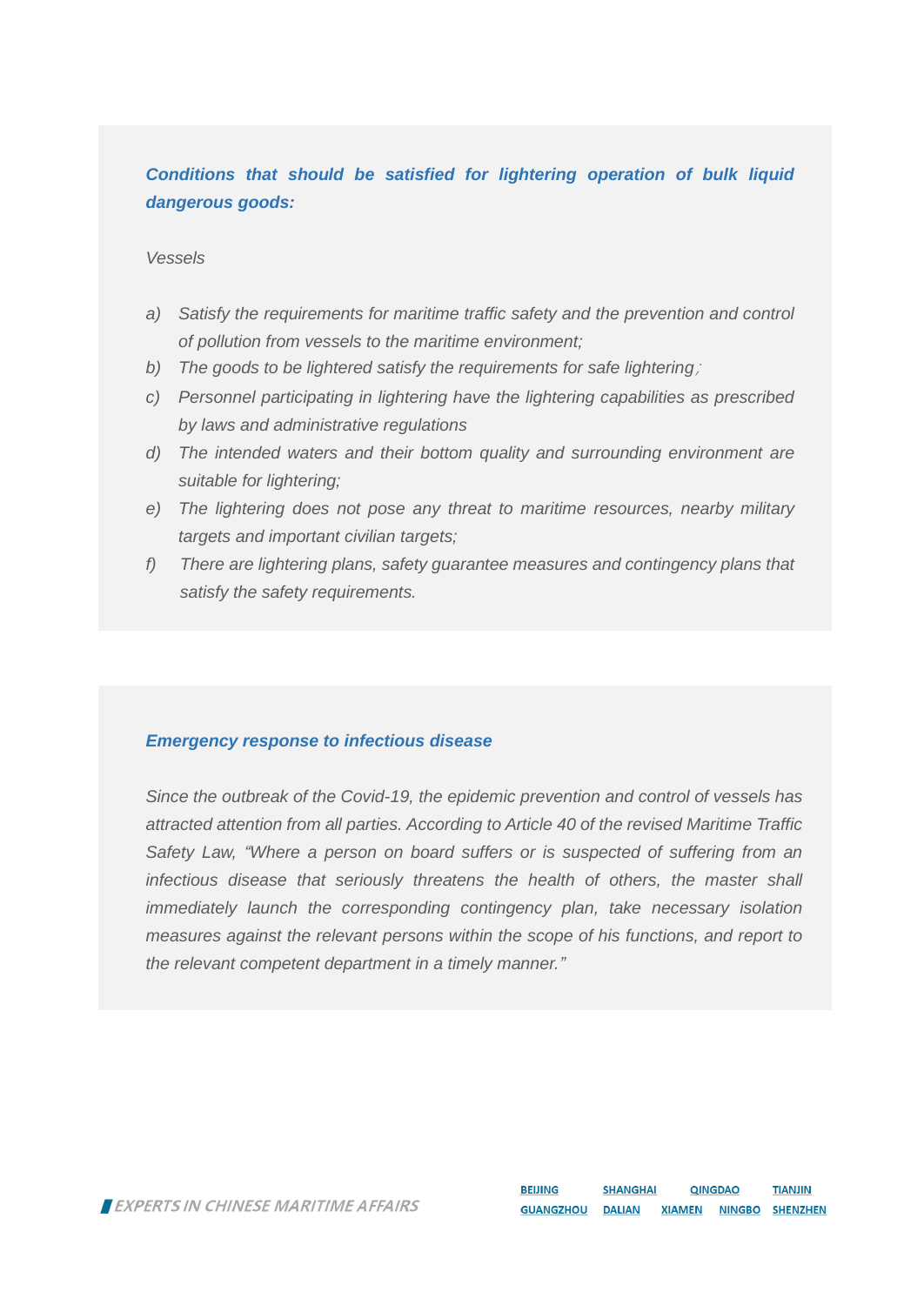***Conditions that should be satisfied for lightering operation of bulk liquid dangerous goods:***

*Vessels*

*a) Satisfy the requirements for maritime traffic safety and the prevention and control of pollution from vessels to the maritime environment;*
*b) The goods to be lightered satisfy the requirements for safe lightering;*
*c) Personnel participating in lightering have the lightering capabilities as prescribed by laws and administrative regulations*
*d) The intended waters and their bottom quality and surrounding environment are suitable for lightering;*
*e) The lightering does not pose any threat to maritime resources, nearby military targets and important civilian targets;*
*f) There are lightering plans, safety guarantee measures and contingency plans that satisfy the safety requirements.*

***Emergency response to infectious disease***

*Since the outbreak of the Covid-19, the epidemic prevention and control of vessels has attracted attention from all parties. According to Article 40 of the revised Maritime Traffic Safety Law, "Where a person on board suffers or is suspected of suffering from an infectious disease that seriously threatens the health of others, the master shall immediately launch the corresponding contingency plan, take necessary isolation measures against the relevant persons within the scope of his functions, and report to the relevant competent department in a timely manner."*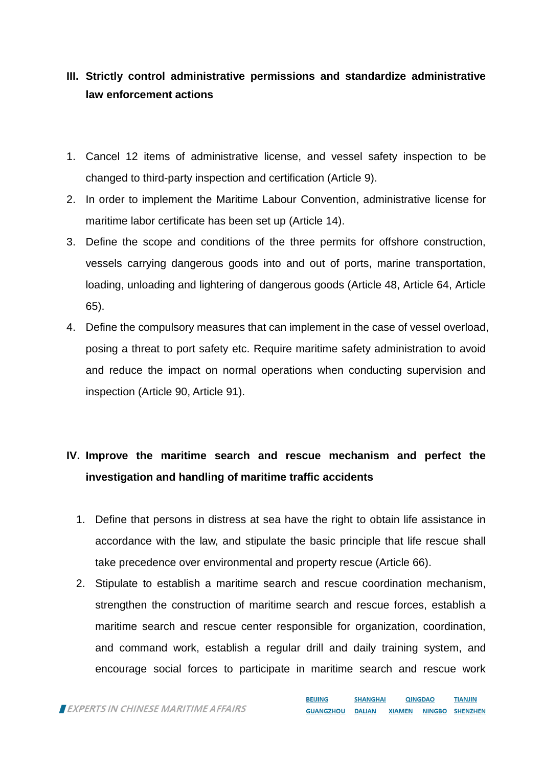## III. Strictly control administrative permissions and standardize administrative law enforcement actions

1. Cancel 12 items of administrative license, and vessel safety inspection to be changed to third-party inspection and certification (Article 9).
2. In order to implement the Maritime Labour Convention, administrative license for maritime labor certificate has been set up (Article 14).
3. Define the scope and conditions of the three permits for offshore construction, vessels carrying dangerous goods into and out of ports, marine transportation, loading, unloading and lightering of dangerous goods (Article 48, Article 64, Article 65).
4. Define the compulsory measures that can implement in the case of vessel overload, posing a threat to port safety etc. Require maritime safety administration to avoid and reduce the impact on normal operations when conducting supervision and inspection (Article 90, Article 91).

## IV. Improve the maritime search and rescue mechanism and perfect the investigation and handling of maritime traffic accidents

1. Define that persons in distress at sea have the right to obtain life assistance in accordance with the law, and stipulate the basic principle that life rescue shall take precedence over environmental and property rescue (Article 66).
2. Stipulate to establish a maritime search and rescue coordination mechanism, strengthen the construction of maritime search and rescue forces, establish a maritime search and rescue center responsible for organization, coordination, and command work, establish a regular drill and daily training system, and encourage social forces to participate in maritime search and rescue work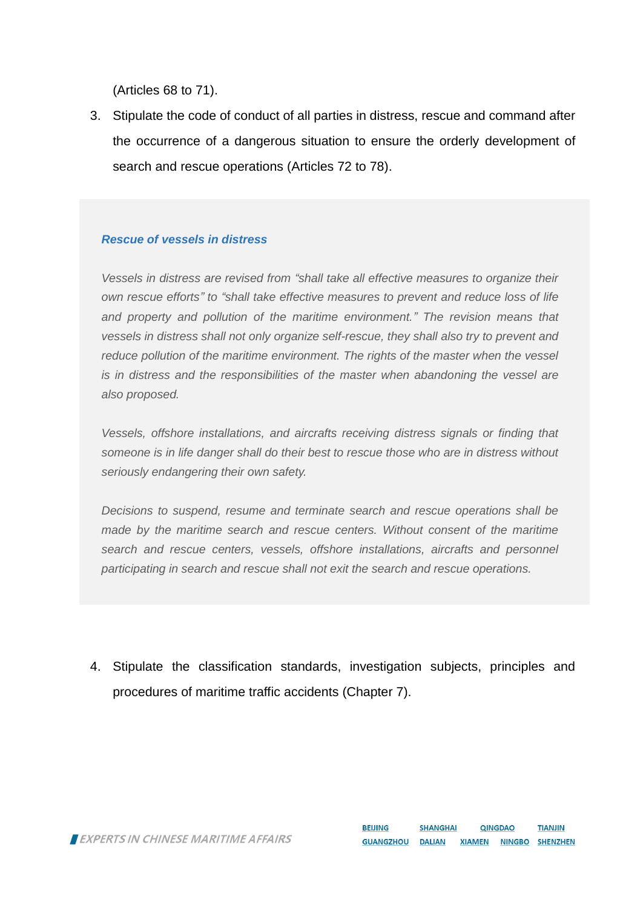(Articles 68 to 71).

3. Stipulate the code of conduct of all parties in distress, rescue and command after the occurrence of a dangerous situation to ensure the orderly development of search and rescue operations (Articles 72 to 78).

***Rescue of vessels in distress***

*Vessels in distress are revised from "shall take all effective measures to organize their own rescue efforts" to "shall take effective measures to prevent and reduce loss of life and property and pollution of the maritime environment." The revision means that vessels in distress shall not only organize self-rescue, they shall also try to prevent and reduce pollution of the maritime environment. The rights of the master when the vessel is in distress and the responsibilities of the master when abandoning the vessel are also proposed.*

*Vessels, offshore installations, and aircrafts receiving distress signals or finding that someone is in life danger shall do their best to rescue those who are in distress without seriously endangering their own safety.*

*Decisions to suspend, resume and terminate search and rescue operations shall be made by the maritime search and rescue centers. Without consent of the maritime search and rescue centers, vessels, offshore installations, aircrafts and personnel participating in search and rescue shall not exit the search and rescue operations.*

4. Stipulate the classification standards, investigation subjects, principles and procedures of maritime traffic accidents (Chapter 7).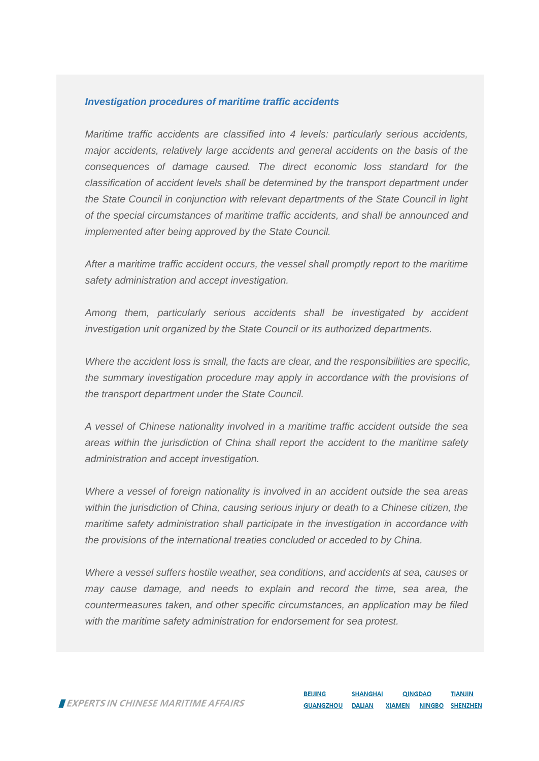***Investigation procedures of maritime traffic accidents***

*Maritime traffic accidents are classified into 4 levels: particularly serious accidents, major accidents, relatively large accidents and general accidents on the basis of the consequences of damage caused. The direct economic loss standard for the classification of accident levels shall be determined by the transport department under the State Council in conjunction with relevant departments of the State Council in light of the special circumstances of maritime traffic accidents, and shall be announced and implemented after being approved by the State Council.*

*After a maritime traffic accident occurs, the vessel shall promptly report to the maritime safety administration and accept investigation.*

*Among them, particularly serious accidents shall be investigated by accident investigation unit organized by the State Council or its authorized departments.*

*Where the accident loss is small, the facts are clear, and the responsibilities are specific, the summary investigation procedure may apply in accordance with the provisions of the transport department under the State Council.*

*A vessel of Chinese nationality involved in a maritime traffic accident outside the sea areas within the jurisdiction of China shall report the accident to the maritime safety administration and accept investigation.*

*Where a vessel of foreign nationality is involved in an accident outside the sea areas within the jurisdiction of China, causing serious injury or death to a Chinese citizen, the maritime safety administration shall participate in the investigation in accordance with the provisions of the international treaties concluded or acceded to by China.*

*Where a vessel suffers hostile weather, sea conditions, and accidents at sea, causes or may cause damage, and needs to explain and record the time, sea area, the countermeasures taken, and other specific circumstances, an application may be filed with the maritime safety administration for endorsement for sea protest.*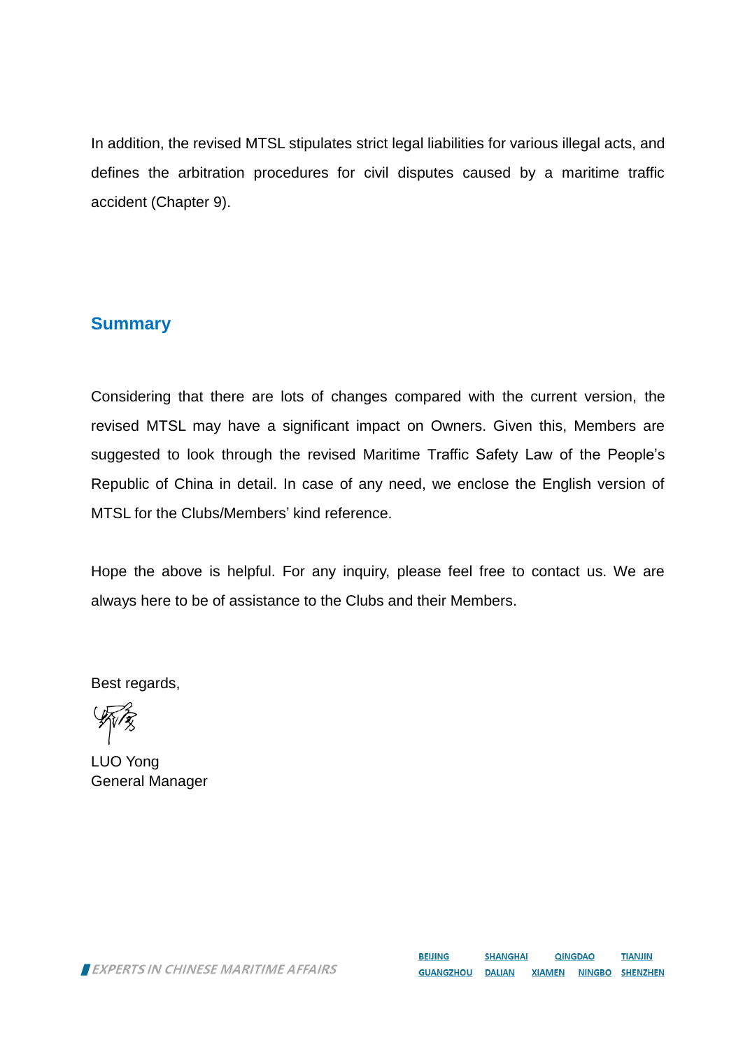In addition, the revised MTSL stipulates strict legal liabilities for various illegal acts, and defines the arbitration procedures for civil disputes caused by a maritime traffic accident (Chapter 9).

## Summary

Considering that there are lots of changes compared with the current version, the revised MTSL may have a significant impact on Owners. Given this, Members are suggested to look through the revised Maritime Traffic Safety Law of the People's Republic of China in detail. In case of any need, we enclose the English version of MTSL for the Clubs/Members' kind reference.

Hope the above is helpful. For any inquiry, please feel free to contact us. We are always here to be of assistance to the Clubs and their Members.

Best regards,

LUO Yong
General Manager